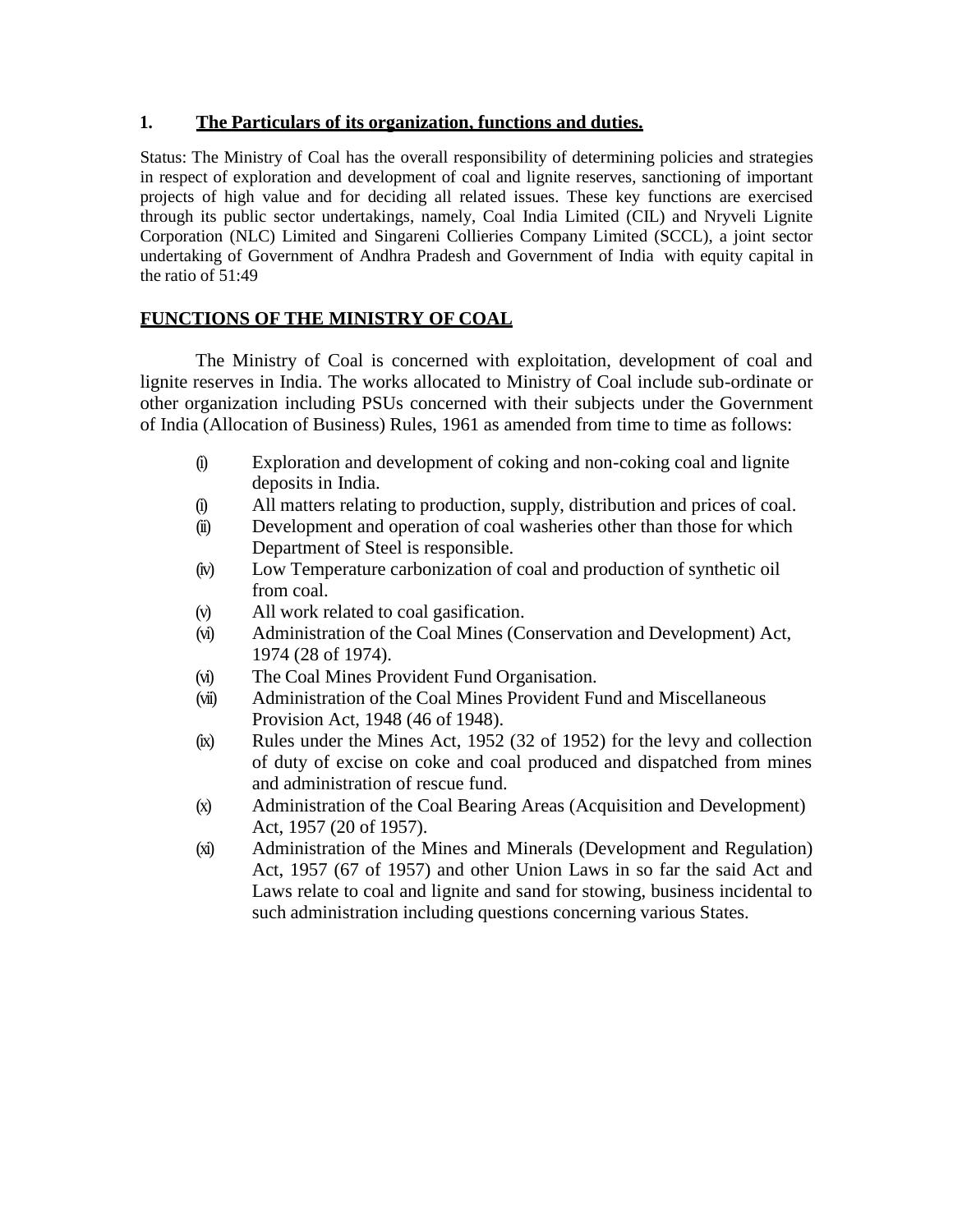## 1. The Particulars of its organization, functions and duties.

Status: The Ministry of Coal has the overall responsibility of determining policies and strategies in respect of exploration and development of coal and lignite reserves, sanctioning of important projects of high value and for deciding all related issues. These key functions are exercised through its public sector undertakings, namely, Coal India Limited (CIL) and Nryveli Lignite Corporation (NLC) Limited and Singareni Collieries Company Limited (SCCL), a joint sector undertaking of Government of Andhra Pradesh and Government of India with equity capital in the ratio of 51:49

## FUNCTIONS OF THE MINISTRY OF COAL

The Ministry of Coal is concerned with exploitation, development of coal and lignite reserves in India. The works allocated to Ministry of Coal include sub-ordinate or other organization including PSUs concerned with their subjects under the Government of India (Allocation of Business) Rules, 1961 as amended from time to time as follows:

- (i) Exploration and development of coking and non-coking coal and lignite deposits in India.
- (i) All matters relating to production, supply, distribution and prices of coal.
- (ii) Development and operation of coal washeries other than those for which Department of Steel is responsible.
- (iv) Low Temperature carbonization of coal and production of synthetic oil from coal.
- (v) All work related to coal gasification.
- (vi) Administration of the Coal Mines (Conservation and Development) Act, 1974 (28 of 1974).
- (vi) The Coal Mines Provident Fund Organisation.
- (vii) Administration of the Coal Mines Provident Fund and Miscellaneous Provision Act, 1948 (46 of 1948).
- (ix) Rules under the Mines Act, 1952 (32 of 1952) for the levy and collection of duty of excise on coke and coal produced and dispatched from mines and administration of rescue fund.
- (x) Administration of the Coal Bearing Areas (Acquisition and Development) Act, 1957 (20 of 1957).
- (xi) Administration of the Mines and Minerals (Development and Regulation) Act, 1957 (67 of 1957) and other Union Laws in so far the said Act and Laws relate to coal and lignite and sand for stowing, business incidental to such administration including questions concerning various States.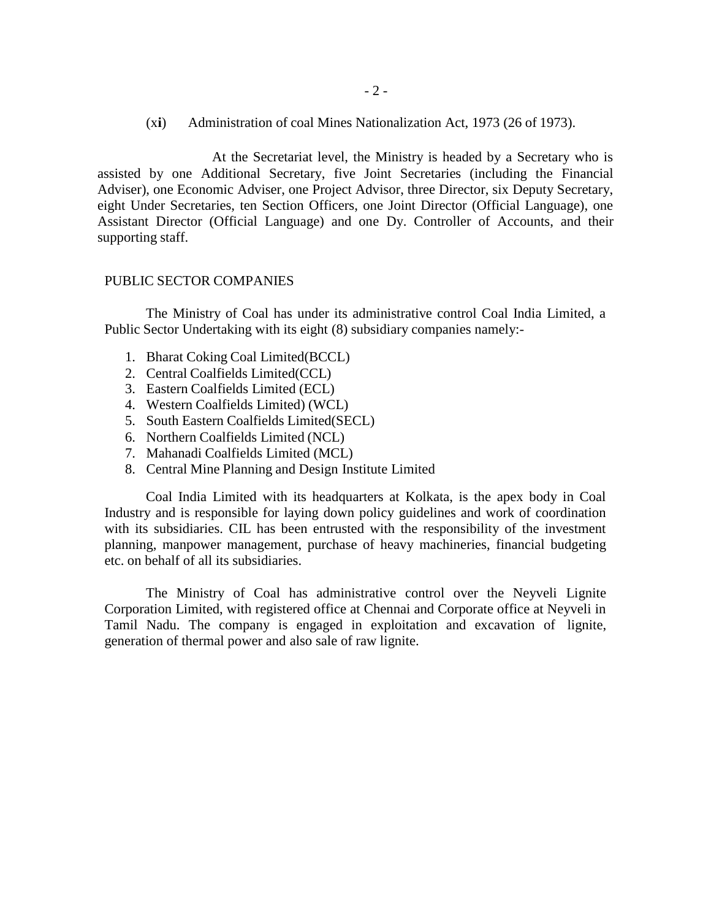(x**i**) Administration of coal Mines Nationalization Act, 1973 (26 of 1973).

At the Secretariat level, the Ministry is headed by a Secretary who is assisted by one Additional Secretary, five Joint Secretaries (including the Financial Adviser), one Economic Adviser, one Project Advisor, three Director, six Deputy Secretary, eight Under Secretaries, ten Section Officers, one Joint Director (Official Language), one Assistant Director (Official Language) and one Dy. Controller of Accounts, and their supporting staff.

PUBLIC SECTOR COMPANIES

The Ministry of Coal has under its administrative control Coal India Limited, a Public Sector Undertaking with its eight (8) subsidiary companies namely:-

1. Bharat Coking Coal Limited(BCCL)
2. Central Coalfields Limited(CCL)
3. Eastern Coalfields Limited (ECL)
4. Western Coalfields Limited) (WCL)
5. South Eastern Coalfields Limited(SECL)
6. Northern Coalfields Limited (NCL)
7. Mahanadi Coalfields Limited (MCL)
8. Central Mine Planning and Design Institute Limited

Coal India Limited with its headquarters at Kolkata, is the apex body in Coal Industry and is responsible for laying down policy guidelines and work of coordination with its subsidiaries. CIL has been entrusted with the responsibility of the investment planning, manpower management, purchase of heavy machineries, financial budgeting etc. on behalf of all its subsidiaries.

The Ministry of Coal has administrative control over the Neyveli Lignite Corporation Limited, with registered office at Chennai and Corporate office at Neyveli in Tamil Nadu. The company is engaged in exploitation and excavation of lignite, generation of thermal power and also sale of raw lignite.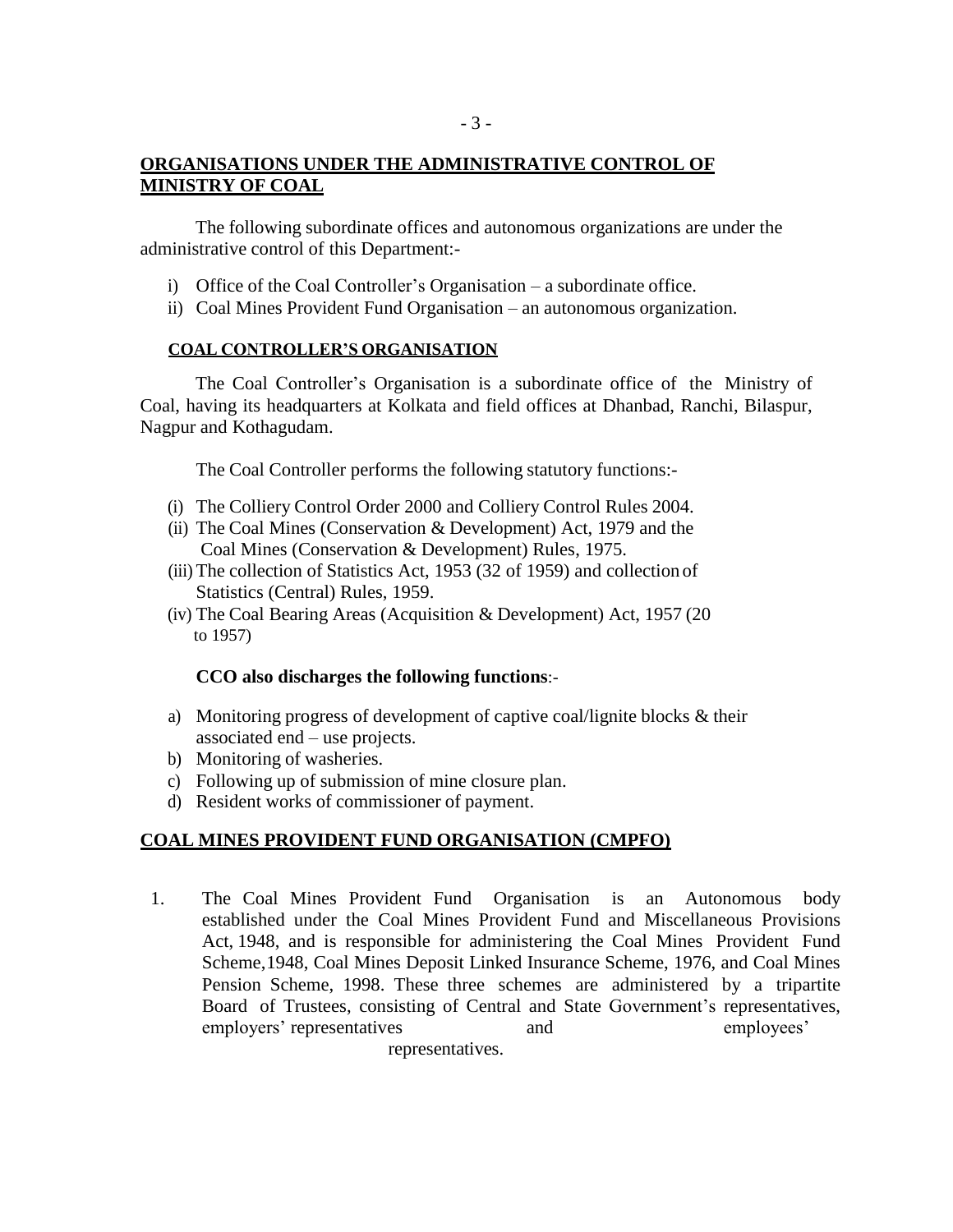## ORGANISATIONS UNDER THE ADMINISTRATIVE CONTROL OF MINISTRY OF COAL

The following subordinate offices and autonomous organizations are under the administrative control of this Department:-

i) Office of the Coal Controller's Organisation – a subordinate office.
ii) Coal Mines Provident Fund Organisation – an autonomous organization.

### COAL CONTROLLER'S ORGANISATION

The Coal Controller's Organisation is a subordinate office of the Ministry of Coal, having its headquarters at Kolkata and field offices at Dhanbad, Ranchi, Bilaspur, Nagpur and Kothagudam.

The Coal Controller performs the following statutory functions:-

(i) The Colliery Control Order 2000 and Colliery Control Rules 2004.
(ii) The Coal Mines (Conservation & Development) Act, 1979 and the Coal Mines (Conservation & Development) Rules, 1975.
(iii) The collection of Statistics Act, 1953 (32 of 1959) and collection of Statistics (Central) Rules, 1959.
(iv) The Coal Bearing Areas (Acquisition & Development) Act, 1957 (20 to 1957)

**CCO also discharges the following functions**:-

a) Monitoring progress of development of captive coal/lignite blocks & their associated end – use projects.
b) Monitoring of washeries.
c) Following up of submission of mine closure plan.
d) Resident works of commissioner of payment.

## COAL MINES PROVIDENT FUND ORGANISATION (CMPFO)

1. The Coal Mines Provident Fund Organisation is an Autonomous body established under the Coal Mines Provident Fund and Miscellaneous Provisions Act, 1948, and is responsible for administering the Coal Mines Provident Fund Scheme,1948, Coal Mines Deposit Linked Insurance Scheme, 1976, and Coal Mines Pension Scheme, 1998. These three schemes are administered by a tripartite Board of Trustees, consisting of Central and State Government's representatives, employers' representatives and employees' representatives.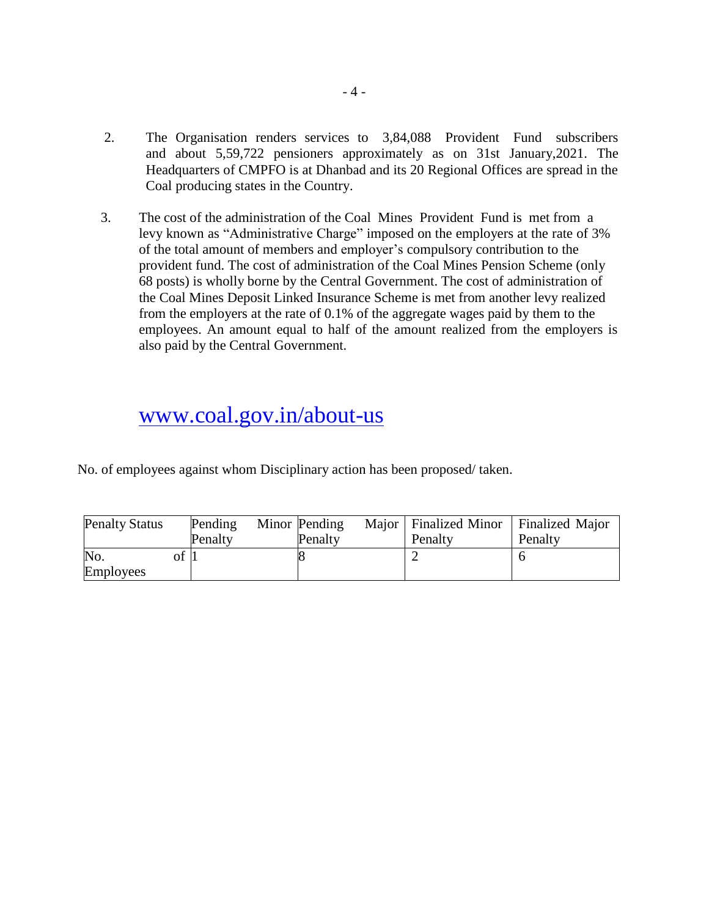2. The Organisation renders services to 3,84,088 Provident Fund subscribers and about 5,59,722 pensioners approximately as on 31st January,2021. The Headquarters of CMPFO is at Dhanbad and its 20 Regional Offices are spread in the Coal producing states in the Country.

3. The cost of the administration of the Coal Mines Provident Fund is met from a levy known as "Administrative Charge" imposed on the employers at the rate of 3% of the total amount of members and employer's compulsory contribution to the provident fund. The cost of administration of the Coal Mines Pension Scheme (only 68 posts) is wholly borne by the Central Government. The cost of administration of the Coal Mines Deposit Linked Insurance Scheme is met from another levy realized from the employers at the rate of 0.1% of the aggregate wages paid by them to the employees. An amount equal to half of the amount realized from the employers is also paid by the Central Government.

[www.coal.gov.in/about-us](http://www.coal.gov.in/about-us)

No. of employees against whom Disciplinary action has been proposed/ taken.

| Penalty Status | Pending Minor Penalty | Pending Major Penalty | Finalized Minor Penalty | Finalized Major Penalty |
|---|---|---|---|---|
| No. of Employees | 1 | 8 | 2 | 6 |